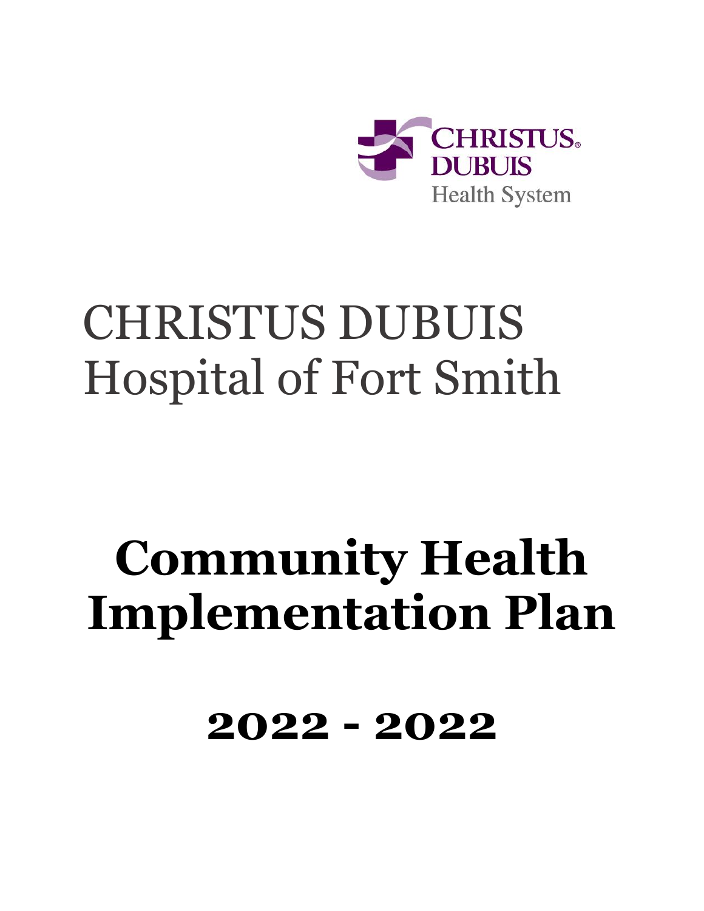CHRISTUS DUBUIS Health System

# CHRISTUS DUBUIS Hospital of Fort Smith

# Community Health Implementation Plan

## 2022 - 2022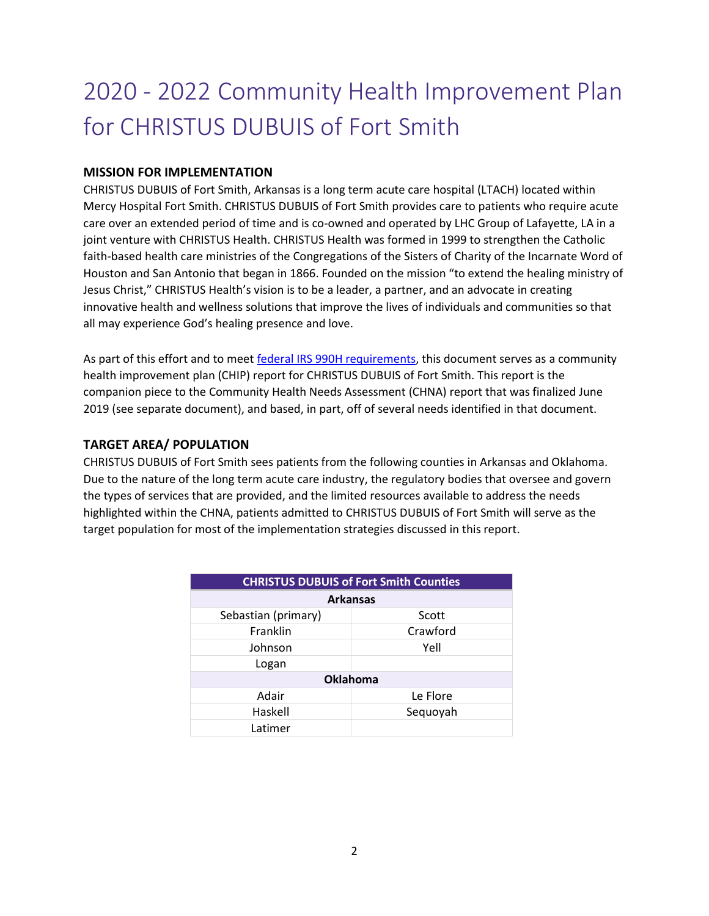# 2020 - 2022 Community Health Improvement Plan for CHRISTUS DUBUIS of Fort Smith

**MISSION FOR IMPLEMENTATION**

CHRISTUS DUBUIS of Fort Smith, Arkansas is a long term acute care hospital (LTACH) located within Mercy Hospital Fort Smith. CHRISTUS DUBUIS of Fort Smith provides care to patients who require acute care over an extended period of time and is co-owned and operated by LHC Group of Lafayette, LA in a joint venture with CHRISTUS Health. CHRISTUS Health was formed in 1999 to strengthen the Catholic faith-based health care ministries of the Congregations of the Sisters of Charity of the Incarnate Word of Houston and San Antonio that began in 1866. Founded on the mission "to extend the healing ministry of Jesus Christ," CHRISTUS Health's vision is to be a leader, a partner, and an advocate in creating innovative health and wellness solutions that improve the lives of individuals and communities so that all may experience God's healing presence and love.

As part of this effort and to meet federal IRS 990H requirements, this document serves as a community health improvement plan (CHIP) report for CHRISTUS DUBUIS of Fort Smith. This report is the companion piece to the Community Health Needs Assessment (CHNA) report that was finalized June 2019 (see separate document), and based, in part, off of several needs identified in that document.

**TARGET AREA/ POPULATION**

CHRISTUS DUBUIS of Fort Smith sees patients from the following counties in Arkansas and Oklahoma. Due to the nature of the long term acute care industry, the regulatory bodies that oversee and govern the types of services that are provided, and the limited resources available to address the needs highlighted within the CHNA, patients admitted to CHRISTUS DUBUIS of Fort Smith will serve as the target population for most of the implementation strategies discussed in this report.

| CHRISTUS DUBUIS of Fort Smith Counties | |
|---|---|
| **Arkansas** | |
| Sebastian (primary) | Scott |
| Franklin | Crawford |
| Johnson | Yell |
| Logan | |
| **Oklahoma** | |
| Adair | Le Flore |
| Haskell | Sequoyah |
| Latimer | |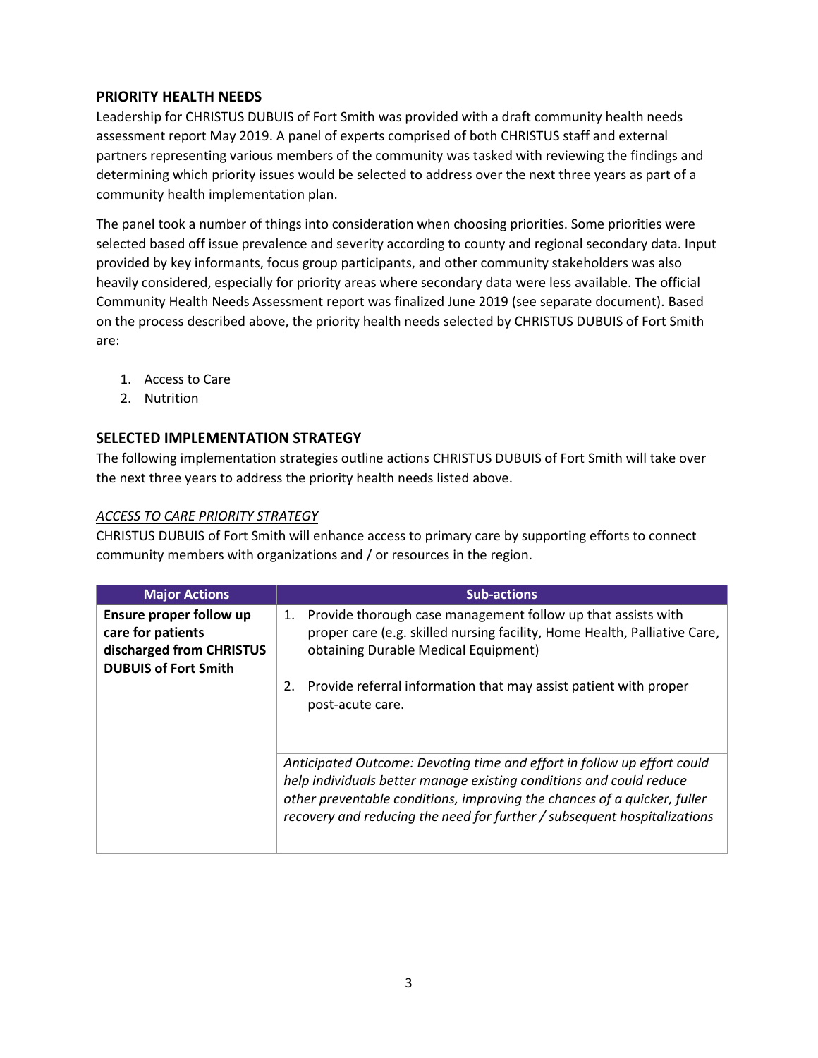## PRIORITY HEALTH NEEDS

Leadership for CHRISTUS DUBUIS of Fort Smith was provided with a draft community health needs assessment report May 2019. A panel of experts comprised of both CHRISTUS staff and external partners representing various members of the community was tasked with reviewing the findings and determining which priority issues would be selected to address over the next three years as part of a community health implementation plan.

The panel took a number of things into consideration when choosing priorities. Some priorities were selected based off issue prevalence and severity according to county and regional secondary data. Input provided by key informants, focus group participants, and other community stakeholders was also heavily considered, especially for priority areas where secondary data were less available. The official Community Health Needs Assessment report was finalized June 2019 (see separate document). Based on the process described above, the priority health needs selected by CHRISTUS DUBUIS of Fort Smith are:

1. Access to Care
2. Nutrition

## SELECTED IMPLEMENTATION STRATEGY

The following implementation strategies outline actions CHRISTUS DUBUIS of Fort Smith will take over the next three years to address the priority health needs listed above.

### *ACCESS TO CARE PRIORITY STRATEGY*

CHRISTUS DUBUIS of Fort Smith will enhance access to primary care by supporting efforts to connect community members with organizations and / or resources in the region.

| Major Actions | Sub-actions |
|---|---|
| **Ensure proper follow up care for patients discharged from CHRISTUS DUBUIS of Fort Smith** | 1. Provide thorough case management follow up that assists with proper care (e.g. skilled nursing facility, Home Health, Palliative Care, obtaining Durable Medical Equipment)<br>2. Provide referral information that may assist patient with proper post-acute care. |
| | *Anticipated Outcome: Devoting time and effort in follow up effort could help individuals better manage existing conditions and could reduce other preventable conditions, improving the chances of a quicker, fuller recovery and reducing the need for further / subsequent hospitalizations* |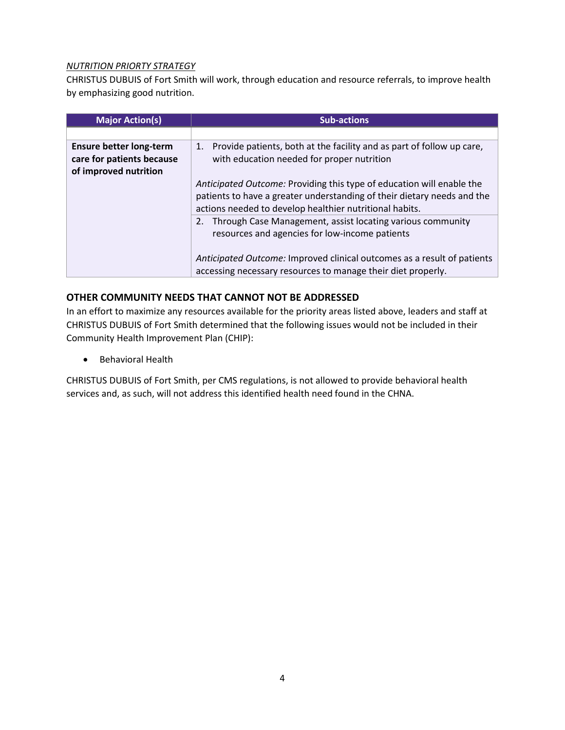*NUTRITION PRIORTY STRATEGY*

CHRISTUS DUBUIS of Fort Smith will work, through education and resource referrals, to improve health by emphasizing good nutrition.

| Major Action(s) | Sub-actions |
|---|---|
| | |
| **Ensure better long-term care for patients because of improved nutrition** | 1. Provide patients, both at the facility and as part of follow up care, with education needed for proper nutrition<br><br>*Anticipated Outcome:* Providing this type of education will enable the patients to have a greater understanding of their dietary needs and the actions needed to develop healthier nutritional habits. |
| | 2. Through Case Management, assist locating various community resources and agencies for low-income patients<br><br>*Anticipated Outcome:* Improved clinical outcomes as a result of patients accessing necessary resources to manage their diet properly. |

## OTHER COMMUNITY NEEDS THAT CANNOT NOT BE ADDRESSED

In an effort to maximize any resources available for the priority areas listed above, leaders and staff at CHRISTUS DUBUIS of Fort Smith determined that the following issues would not be included in their Community Health Improvement Plan (CHIP):

- Behavioral Health

CHRISTUS DUBUIS of Fort Smith, per CMS regulations, is not allowed to provide behavioral health services and, as such, will not address this identified health need found in the CHNA.